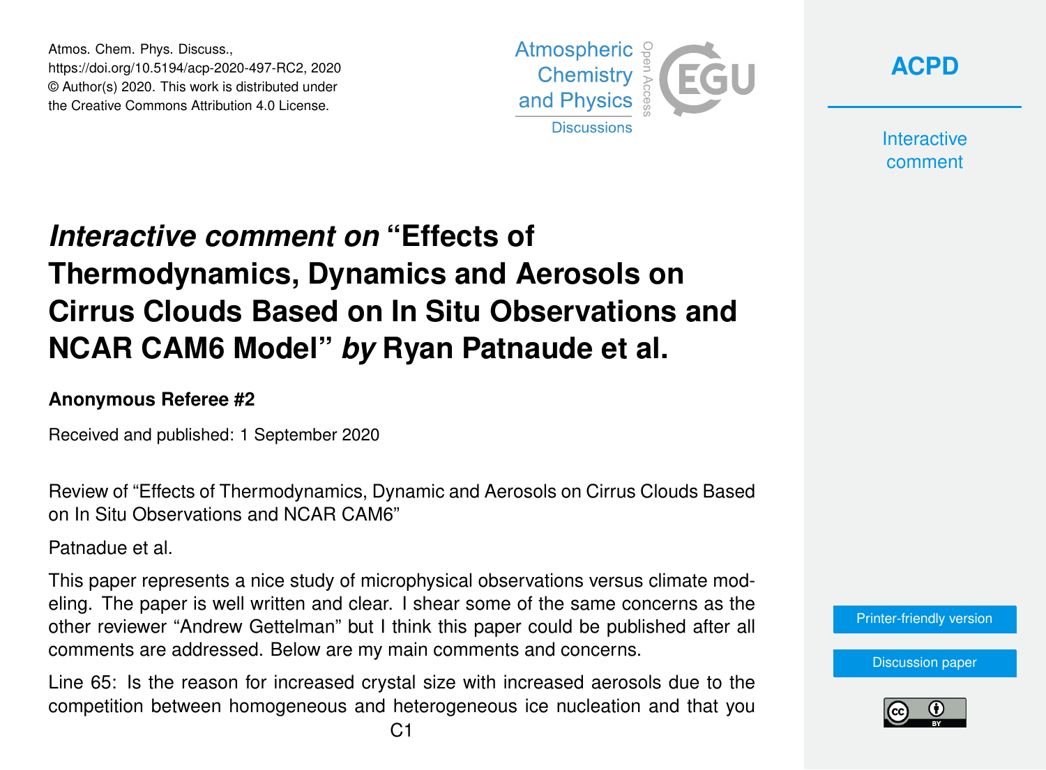Atmos. Chem. Phys. Discuss.,
https://doi.org/10.5194/acp-2020-497-RC2, 2020
© Author(s) 2020. This work is distributed under
the Creative Commons Attribution 4.0 License.

# *Interactive comment on* "Effects of Thermodynamics, Dynamics and Aerosols on Cirrus Clouds Based on In Situ Observations and NCAR CAM6 Model" *by* Ryan Patnaude et al.

### Anonymous Referee #2

Received and published: 1 September 2020

Review of "Effects of Thermodynamics, Dynamic and Aerosols on Cirrus Clouds Based on In Situ Observations and NCAR CAM6"

Patnadue et al.

This paper represents a nice study of microphysical observations versus climate modeling. The paper is well written and clear. I shear some of the same concerns as the other reviewer "Andrew Gettelman" but I think this paper could be published after all comments are addressed. Below are my main comments and concerns.

Line 65: Is the reason for increased crystal size with increased aerosols due to the competition between homogeneous and heterogeneous ice nucleation and that you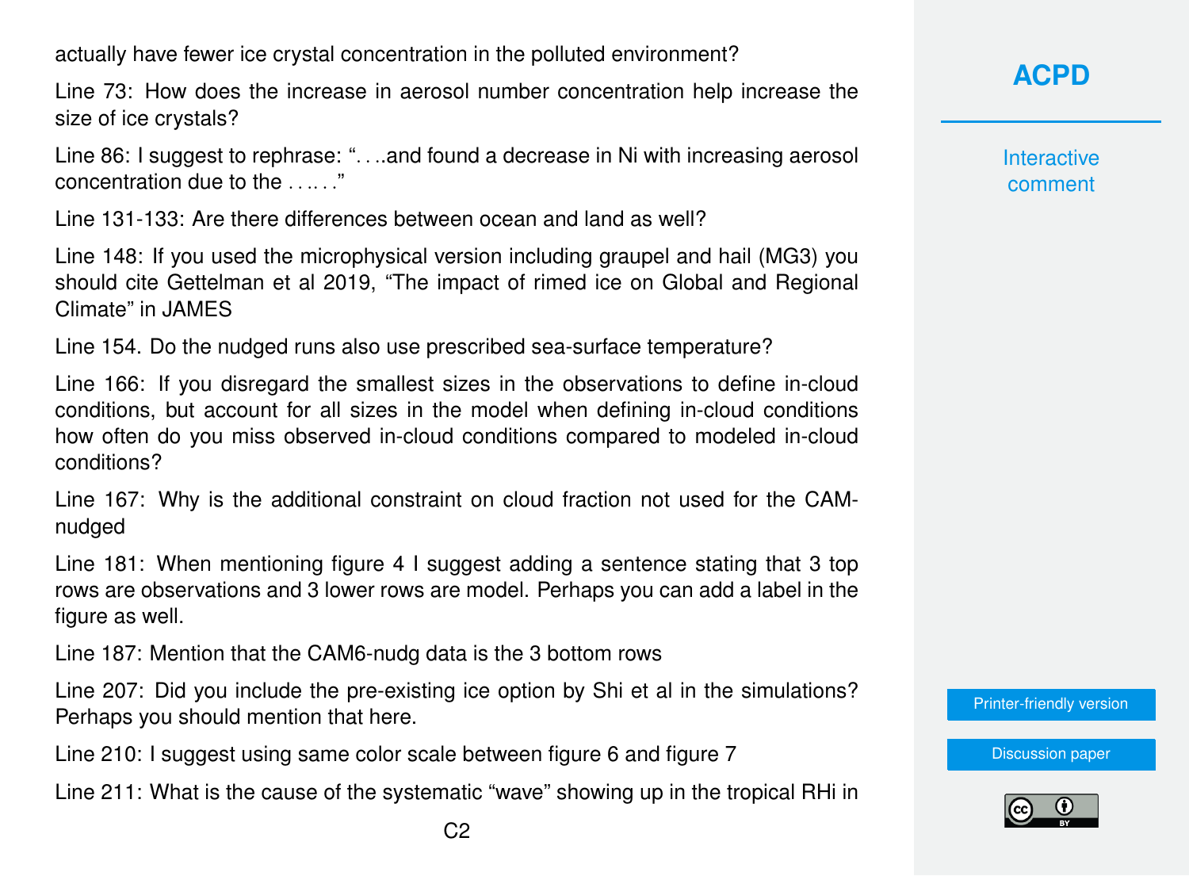actually have fewer ice crystal concentration in the polluted environment?

Line 73: How does the increase in aerosol number concentration help increase the size of ice crystals?

Line 86: I suggest to rephrase: ". . ..and found a decrease in Ni with increasing aerosol concentration due to the . . .. . ."

Line 131-133: Are there differences between ocean and land as well?

Line 148: If you used the microphysical version including graupel and hail (MG3) you should cite Gettelman et al 2019, "The impact of rimed ice on Global and Regional Climate" in JAMES

Line 154. Do the nudged runs also use prescribed sea-surface temperature?

Line 166: If you disregard the smallest sizes in the observations to define in-cloud conditions, but account for all sizes in the model when defining in-cloud conditions how often do you miss observed in-cloud conditions compared to modeled in-cloud conditions?

Line 167: Why is the additional constraint on cloud fraction not used for the CAM-nudged

Line 181: When mentioning figure 4 I suggest adding a sentence stating that 3 top rows are observations and 3 lower rows are model. Perhaps you can add a label in the figure as well.

Line 187: Mention that the CAM6-nudg data is the 3 bottom rows

Line 207: Did you include the pre-existing ice option by Shi et al in the simulations? Perhaps you should mention that here.

Line 210: I suggest using same color scale between figure 6 and figure 7

Line 211: What is the cause of the systematic "wave" showing up in the tropical RHi in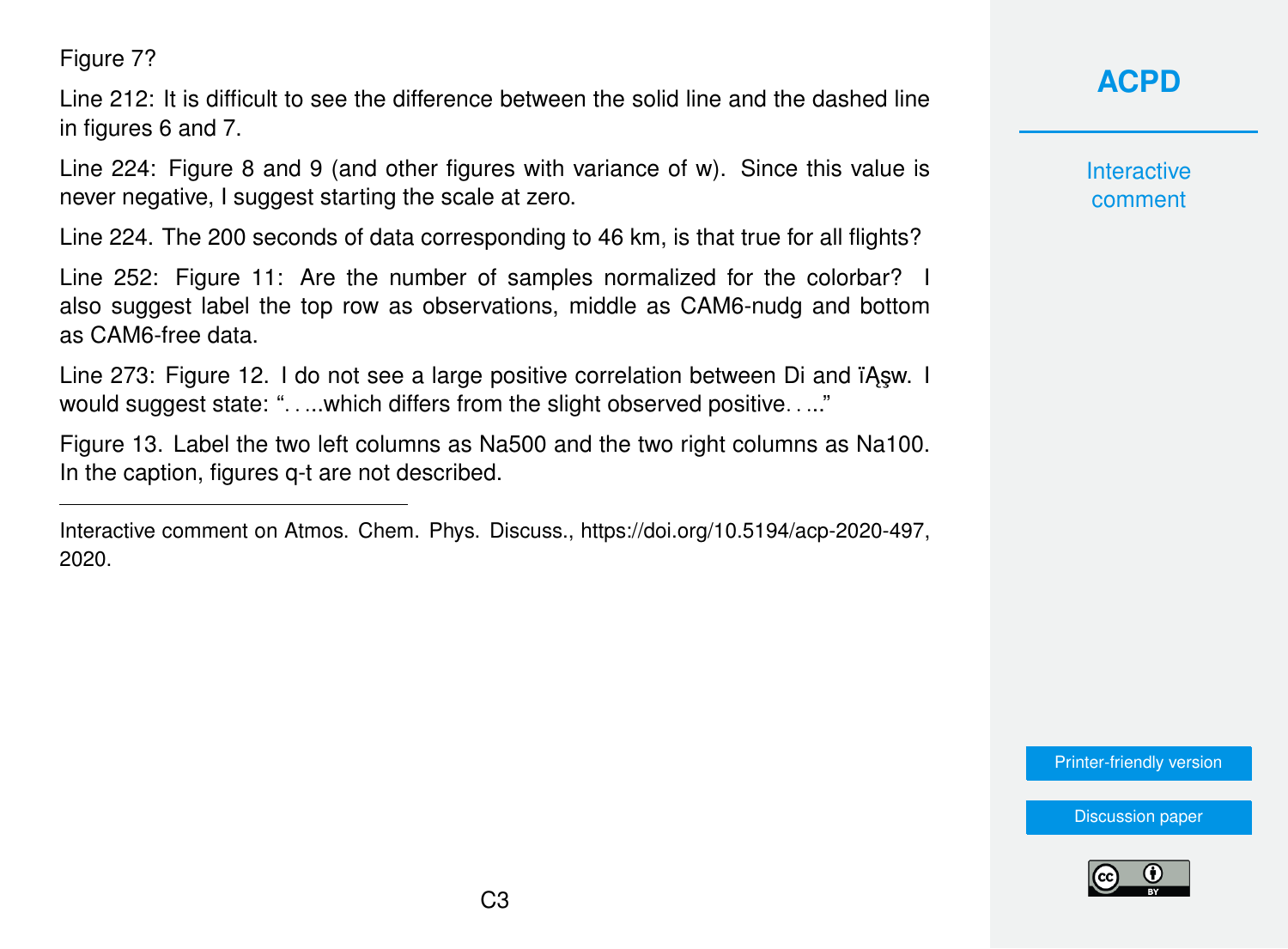Figure 7?

Line 212: It is difficult to see the difference between the solid line and the dashed line in figures 6 and 7.

Line 224: Figure 8 and 9 (and other figures with variance of w). Since this value is never negative, I suggest starting the scale at zero.

Line 224. The 200 seconds of data corresponding to 46 km, is that true for all flights?

Line 252: Figure 11: Are the number of samples normalized for the colorbar? I also suggest label the top row as observations, middle as CAM6-nudg and bottom as CAM6-free data.

Line 273: Figure 12. I do not see a large positive correlation between Di and ïĄşw. I would suggest state: "…..which differs from the slight observed positive….."

Figure 13. Label the two left columns as Na500 and the two right columns as Na100. In the caption, figures q-t are not described.

---

Interactive comment on Atmos. Chem. Phys. Discuss., https://doi.org/10.5194/acp-2020-497, 2020.